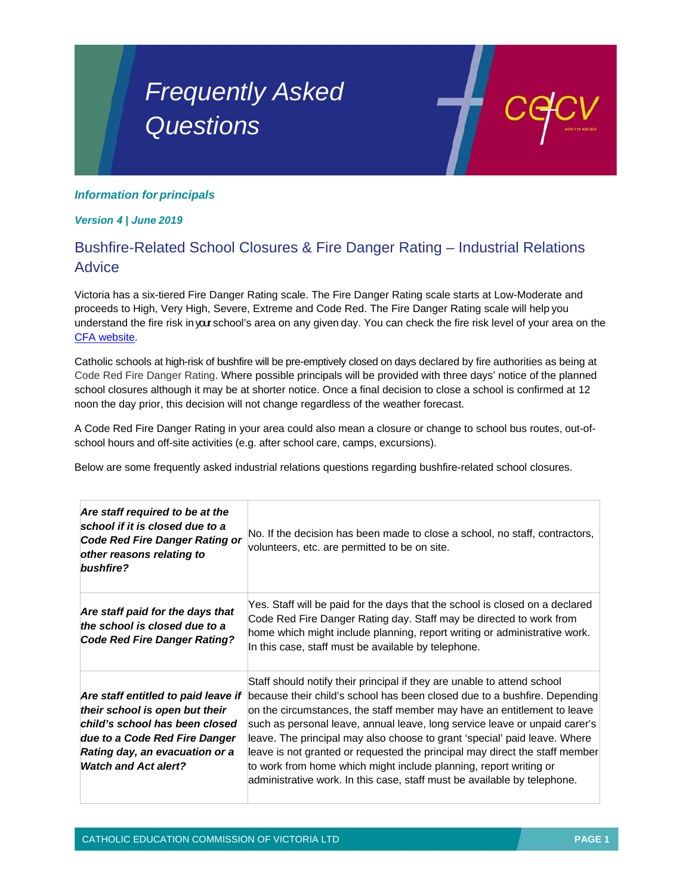# Frequently Asked Questions

***Information for principals***

***Version 4 | June 2019***

## Bushfire-Related School Closures & Fire Danger Rating – Industrial Relations Advice

Victoria has a six-tiered Fire Danger Rating scale. The Fire Danger Rating scale starts at Low-Moderate and proceeds to High, Very High, Severe, Extreme and Code Red. The Fire Danger Rating scale will help you understand the fire risk in your school's area on any given day. You can check the fire risk level of your area on the CFA website.

Catholic schools at high-risk of bushfire will be pre-emptively closed on days declared by fire authorities as being at Code Red Fire Danger Rating. Where possible principals will be provided with three days' notice of the planned school closures although it may be at shorter notice. Once a final decision to close a school is confirmed at 12 noon the day prior, this decision will not change regardless of the weather forecast.

A Code Red Fire Danger Rating in your area could also mean a closure or change to school bus routes, out-of-school hours and off-site activities (e.g. after school care, camps, excursions).

Below are some frequently asked industrial relations questions regarding bushfire-related school closures.

| Question | Answer |
|---|---|
| ***Are staff required to be at the school if it is closed due to a Code Red Fire Danger Rating or other reasons relating to bushfire?*** | No. If the decision has been made to close a school, no staff, contractors, volunteers, etc. are permitted to be on site. |
| ***Are staff paid for the days that the school is closed due to a Code Red Fire Danger Rating?*** | Yes. Staff will be paid for the days that the school is closed on a declared Code Red Fire Danger Rating day. Staff may be directed to work from home which might include planning, report writing or administrative work. In this case, staff must be available by telephone. |
| ***Are staff entitled to paid leave if their school is open but their child's school has been closed due to a Code Red Fire Danger Rating day, an evacuation or a Watch and Act alert?*** | Staff should notify their principal if they are unable to attend school because their child's school has been closed due to a bushfire. Depending on the circumstances, the staff member may have an entitlement to leave such as personal leave, annual leave, long service leave or unpaid carer's leave. The principal may also choose to grant 'special' paid leave. Where leave is not granted or requested the principal may direct the staff member to work from home which might include planning, report writing or administrative work. In this case, staff must be available by telephone. |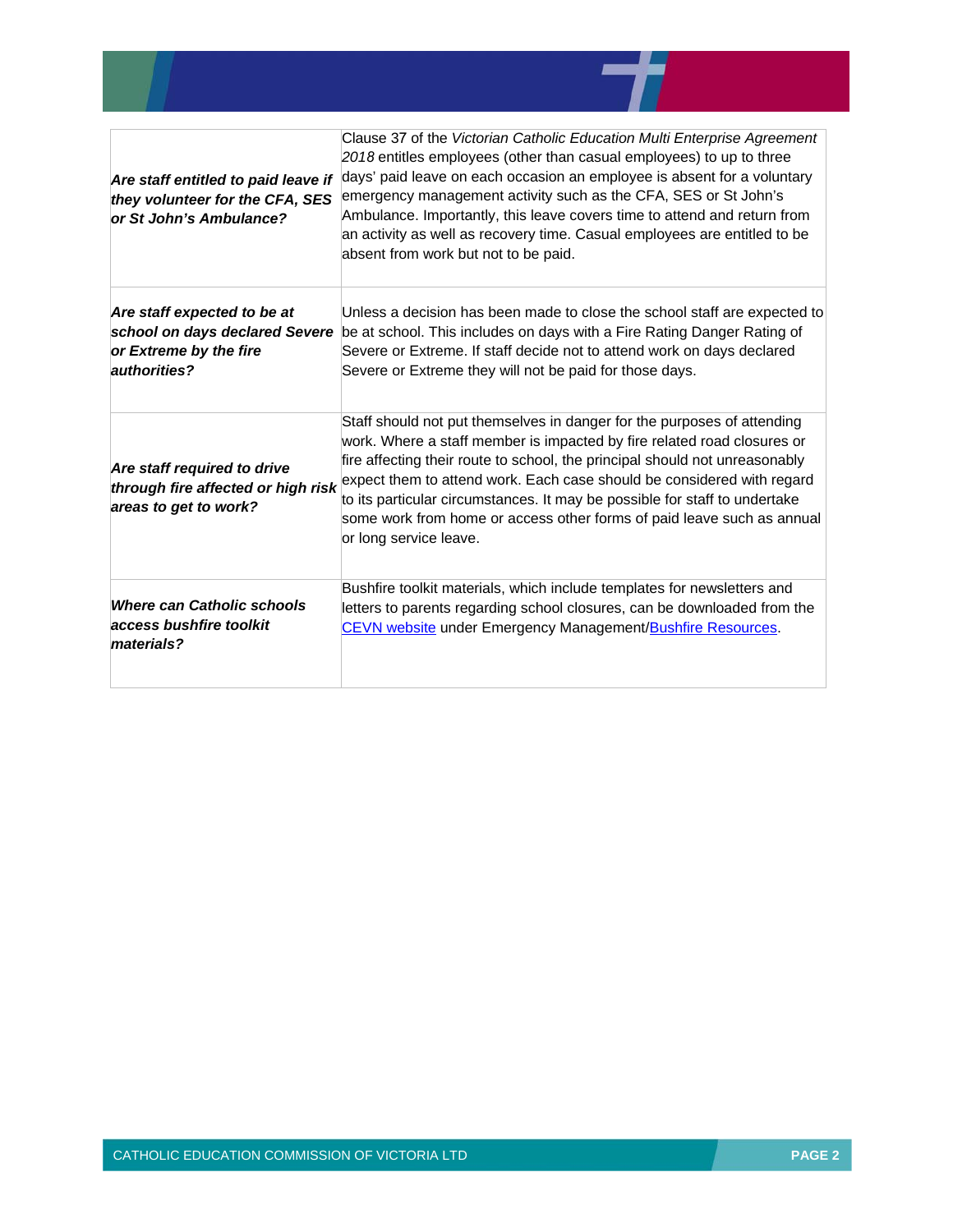| | |
|---|---|
| ***Are staff entitled to paid leave if they volunteer for the CFA, SES or St John's Ambulance?*** | Clause 37 of the *Victorian Catholic Education Multi Enterprise Agreement 2018* entitles employees (other than casual employees) to up to three days' paid leave on each occasion an employee is absent for a voluntary emergency management activity such as the CFA, SES or St John's Ambulance. Importantly, this leave covers time to attend and return from an activity as well as recovery time. Casual employees are entitled to be absent from work but not to be paid. |
| ***Are staff expected to be at school on days declared Severe or Extreme by the fire authorities?*** | Unless a decision has been made to close the school staff are expected to be at school. This includes on days with a Fire Rating Danger Rating of Severe or Extreme. If staff decide not to attend work on days declared Severe or Extreme they will not be paid for those days. |
| ***Are staff required to drive through fire affected or high risk areas to get to work?*** | Staff should not put themselves in danger for the purposes of attending work. Where a staff member is impacted by fire related road closures or fire affecting their route to school, the principal should not unreasonably expect them to attend work. Each case should be considered with regard to its particular circumstances. It may be possible for staff to undertake some work from home or access other forms of paid leave such as annual or long service leave. |
| ***Where can Catholic schools access bushfire toolkit materials?*** | Bushfire toolkit materials, which include templates for newsletters and letters to parents regarding school closures, can be downloaded from the CEVN website under Emergency Management/Bushfire Resources. |